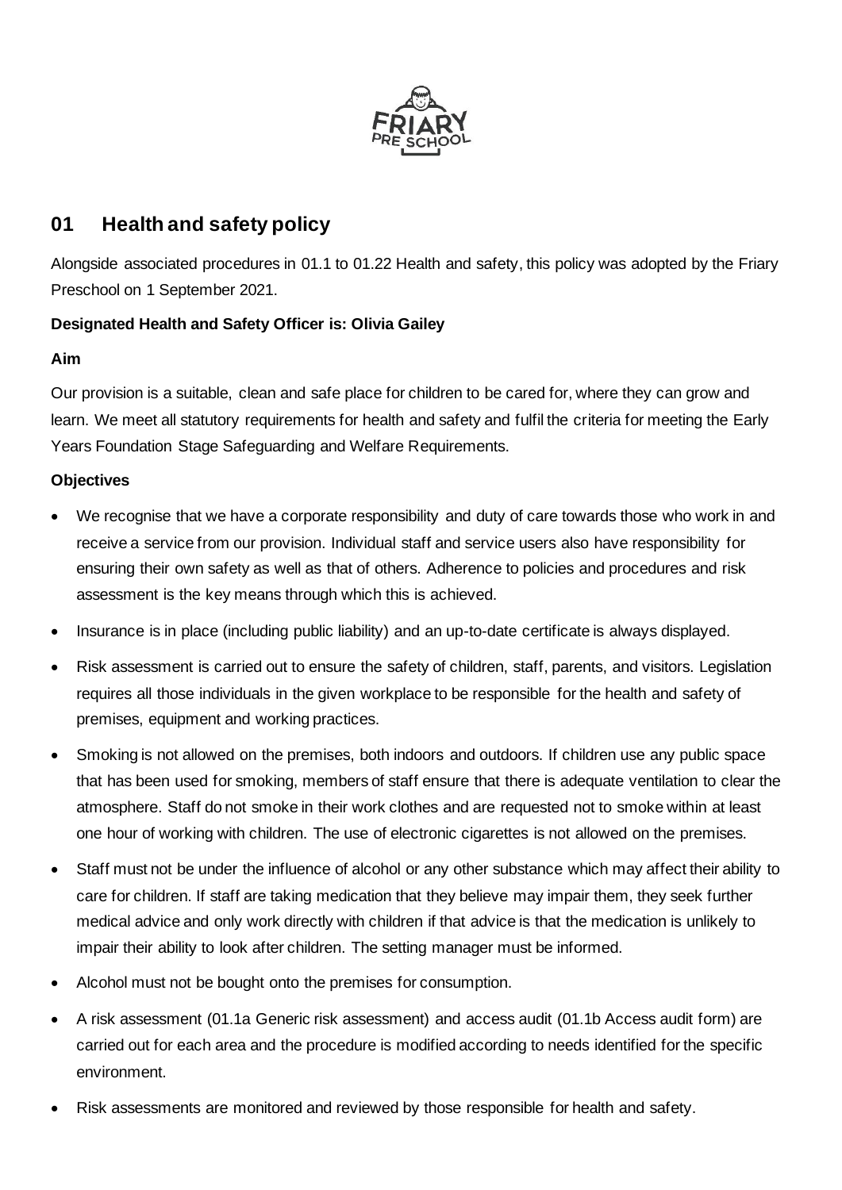## 01 Health and safety policy

Alongside associated procedures in 01.1 to 01.22 Health and safety, this policy was adopted by the Friary Preschool on 1 September 2021.

**Designated Health and Safety Officer is: Olivia Gailey**

**Aim**

Our provision is a suitable, clean and safe place for children to be cared for, where they can grow and learn. We meet all statutory requirements for health and safety and fulfil the criteria for meeting the Early Years Foundation Stage Safeguarding and Welfare Requirements.

**Objectives**

- We recognise that we have a corporate responsibility and duty of care towards those who work in and receive a service from our provision. Individual staff and service users also have responsibility for ensuring their own safety as well as that of others. Adherence to policies and procedures and risk assessment is the key means through which this is achieved.
- Insurance is in place (including public liability) and an up-to-date certificate is always displayed.
- Risk assessment is carried out to ensure the safety of children, staff, parents, and visitors. Legislation requires all those individuals in the given workplace to be responsible for the health and safety of premises, equipment and working practices.
- Smoking is not allowed on the premises, both indoors and outdoors. If children use any public space that has been used for smoking, members of staff ensure that there is adequate ventilation to clear the atmosphere. Staff do not smoke in their work clothes and are requested not to smoke within at least one hour of working with children. The use of electronic cigarettes is not allowed on the premises.
- Staff must not be under the influence of alcohol or any other substance which may affect their ability to care for children. If staff are taking medication that they believe may impair them, they seek further medical advice and only work directly with children if that advice is that the medication is unlikely to impair their ability to look after children. The setting manager must be informed.
- Alcohol must not be bought onto the premises for consumption.
- A risk assessment (01.1a Generic risk assessment) and access audit (01.1b Access audit form) are carried out for each area and the procedure is modified according to needs identified for the specific environment.
- Risk assessments are monitored and reviewed by those responsible for health and safety.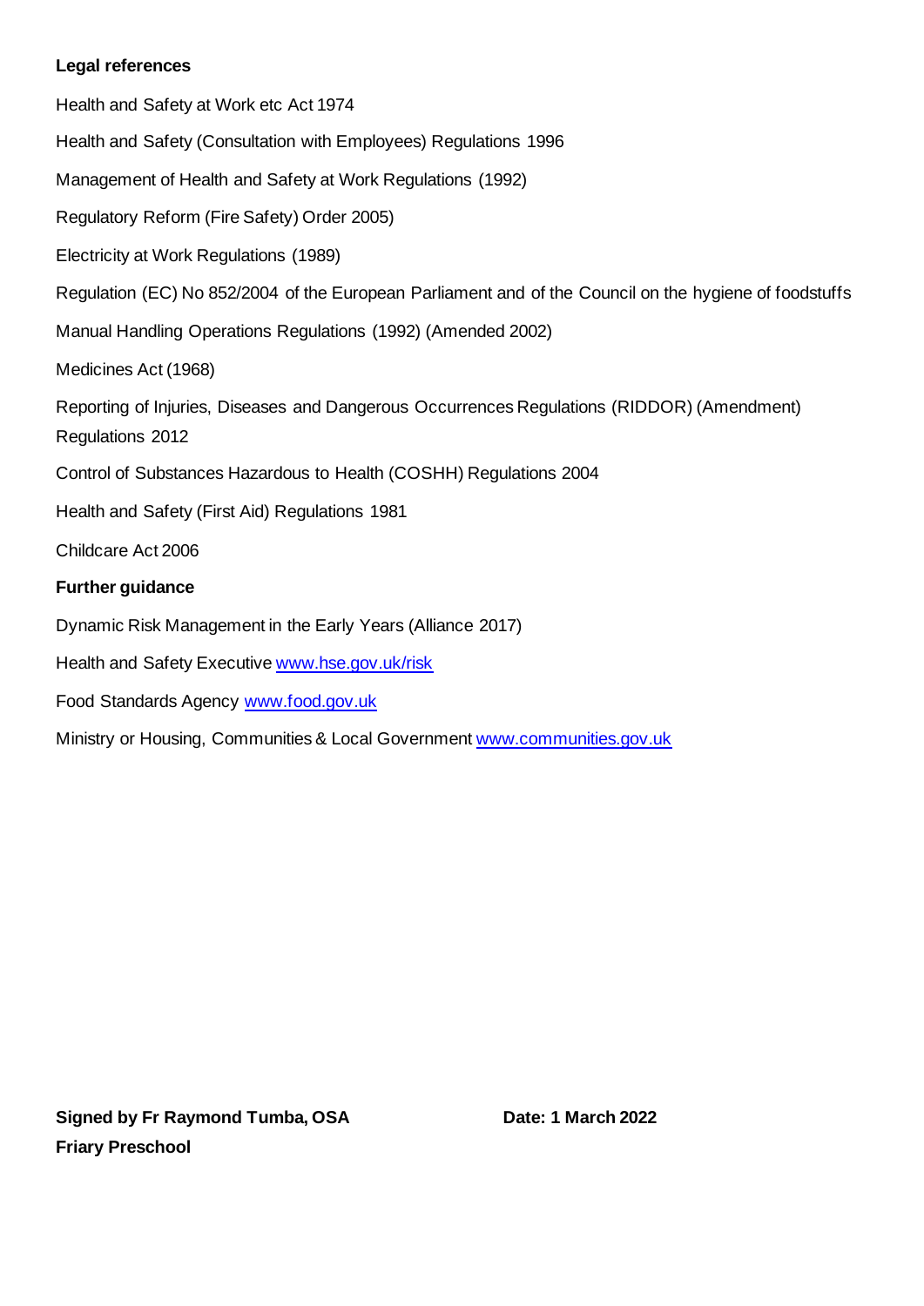**Legal references**

Health and Safety at Work etc Act 1974

Health and Safety (Consultation with Employees) Regulations 1996

Management of Health and Safety at Work Regulations (1992)

Regulatory Reform (Fire Safety) Order 2005)

Electricity at Work Regulations (1989)

Regulation (EC) No 852/2004 of the European Parliament and of the Council on the hygiene of foodstuffs

Manual Handling Operations Regulations (1992) (Amended 2002)

Medicines Act (1968)

Reporting of Injuries, Diseases and Dangerous Occurrences Regulations (RIDDOR) (Amendment) Regulations 2012

Control of Substances Hazardous to Health (COSHH) Regulations 2004

Health and Safety (First Aid) Regulations 1981

Childcare Act 2006

**Further guidance**

Dynamic Risk Management in the Early Years (Alliance 2017)

Health and Safety Executive [www.hse.gov.uk/risk](www.hse.gov.uk/risk)

Food Standards Agency [www.food.gov.uk](www.food.gov.uk)

Ministry or Housing, Communities & Local Government [www.communities.gov.uk](www.communities.gov.uk)

**Signed by Fr Raymond Tumba, OSA** **Date: 1 March 2022**
**Friary Preschool**